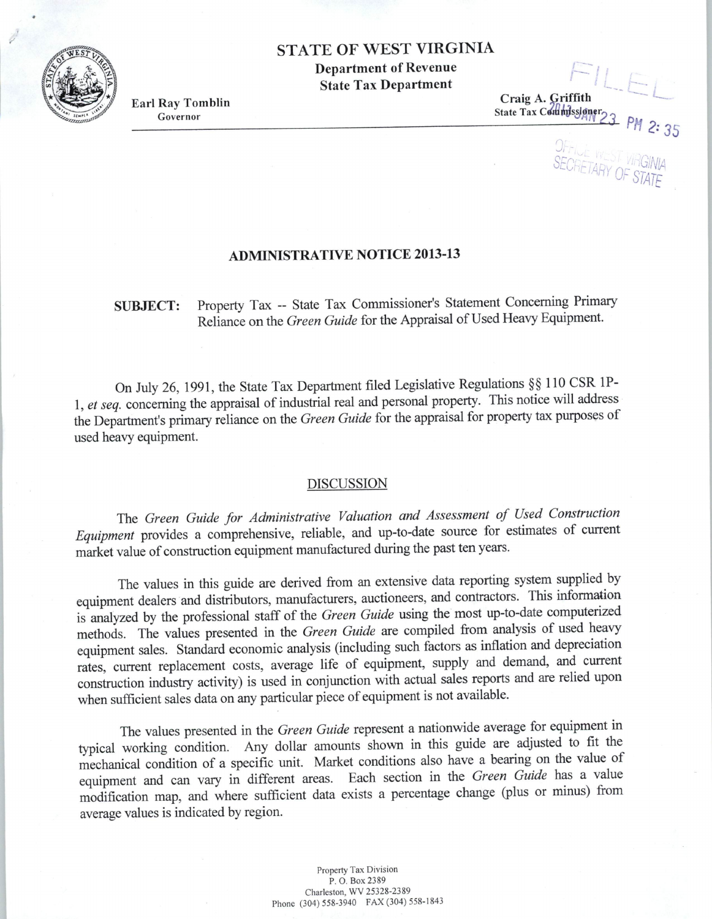# STATE OF WEST VIRGINIA

**Department of Revenue**
**State Tax Department**

**Earl Ray Tomblin**
Governor

**Craig A. Griffith**
State Tax Commissioner

FILED
2013 JAN 23 PM 2:35
OFFICE WEST VIRGINIA
SECRETARY OF STATE

## ADMINISTRATIVE NOTICE 2013-13

**SUBJECT:** Property Tax -- State Tax Commissioner's Statement Concerning Primary Reliance on the *Green Guide* for the Appraisal of Used Heavy Equipment.

On July 26, 1991, the State Tax Department filed Legislative Regulations §§ 110 CSR 1P-1, *et seq.* concerning the appraisal of industrial real and personal property. This notice will address the Department's primary reliance on the *Green Guide* for the appraisal for property tax purposes of used heavy equipment.

### DISCUSSION

The *Green Guide for Administrative Valuation and Assessment of Used Construction Equipment* provides a comprehensive, reliable, and up-to-date source for estimates of current market value of construction equipment manufactured during the past ten years.

The values in this guide are derived from an extensive data reporting system supplied by equipment dealers and distributors, manufacturers, auctioneers, and contractors. This information is analyzed by the professional staff of the *Green Guide* using the most up-to-date computerized methods. The values presented in the *Green Guide* are compiled from analysis of used heavy equipment sales. Standard economic analysis (including such factors as inflation and depreciation rates, current replacement costs, average life of equipment, supply and demand, and current construction industry activity) is used in conjunction with actual sales reports and are relied upon when sufficient sales data on any particular piece of equipment is not available.

The values presented in the *Green Guide* represent a nationwide average for equipment in typical working condition. Any dollar amounts shown in this guide are adjusted to fit the mechanical condition of a specific unit. Market conditions also have a bearing on the value of equipment and can vary in different areas. Each section in the *Green Guide* has a value modification map, and where sufficient data exists a percentage change (plus or minus) from average values is indicated by region.

Property Tax Division
P. O. Box 2389
Charleston, WV 25328-2389
Phone (304) 558-3940 FAX (304) 558-1843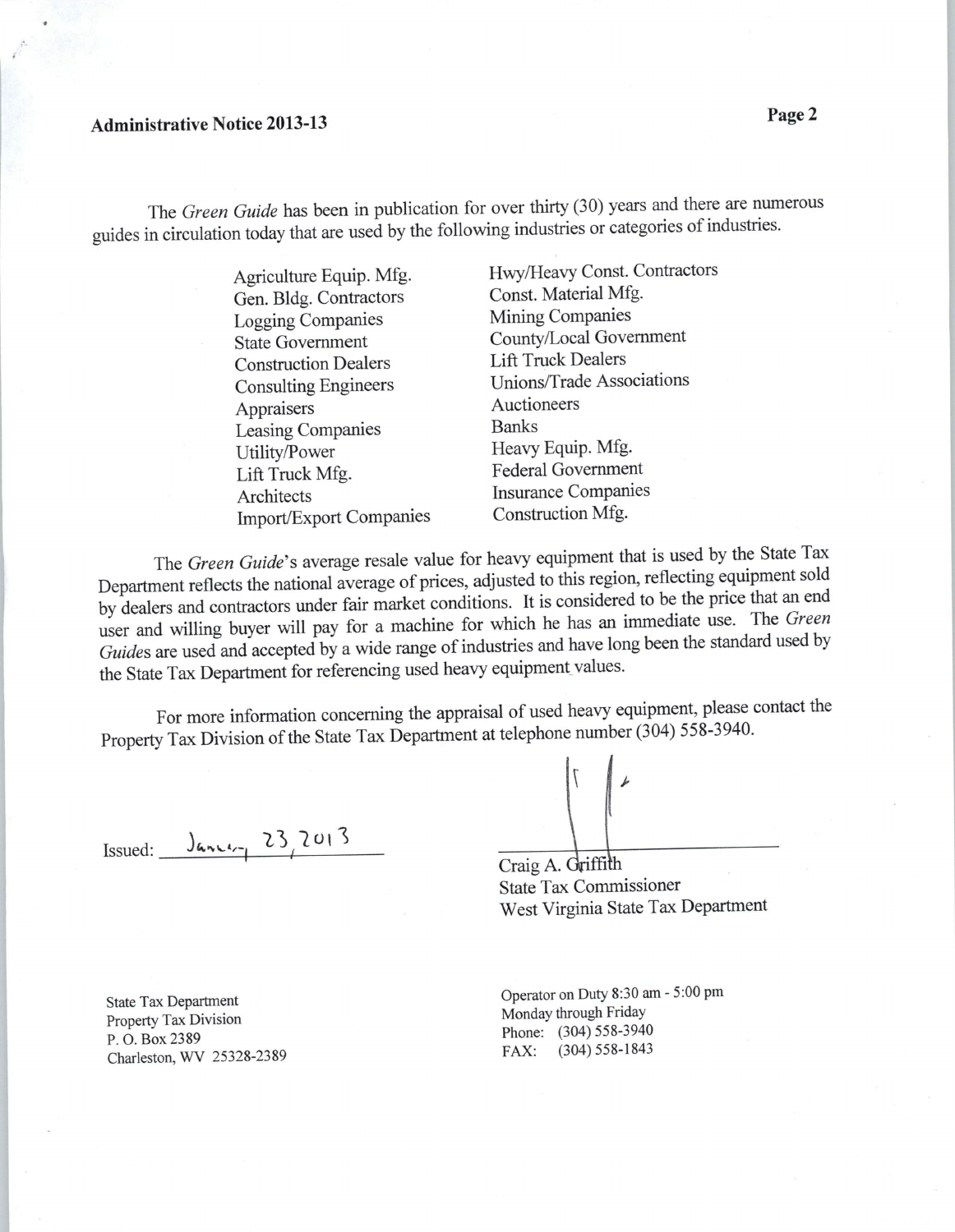The *Green Guide* has been in publication for over thirty (30) years and there are numerous guides in circulation today that are used by the following industries or categories of industries.

| | |
|---|---|
| Agriculture Equip. Mfg. | Hwy/Heavy Const. Contractors |
| Gen. Bldg. Contractors | Const. Material Mfg. |
| Logging Companies | Mining Companies |
| State Government | County/Local Government |
| Construction Dealers | Lift Truck Dealers |
| Consulting Engineers | Unions/Trade Associations |
| Appraisers | Auctioneers |
| Leasing Companies | Banks |
| Utility/Power | Heavy Equip. Mfg. |
| Lift Truck Mfg. | Federal Government |
| Architects | Insurance Companies |
| Import/Export Companies | Construction Mfg. |

The *Green Guide*'s average resale value for heavy equipment that is used by the State Tax Department reflects the national average of prices, adjusted to this region, reflecting equipment sold by dealers and contractors under fair market conditions. It is considered to be the price that an end user and willing buyer will pay for a machine for which he has an immediate use. The *Green Guides* are used and accepted by a wide range of industries and have long been the standard used by the State Tax Department for referencing used heavy equipment values.

For more information concerning the appraisal of used heavy equipment, please contact the Property Tax Division of the State Tax Department at telephone number (304) 558-3940.

Issued: January 23, 2013

Craig A. Griffith
State Tax Commissioner
West Virginia State Tax Department

State Tax Department
Property Tax Division
P. O. Box 2389
Charleston, WV 25328-2389

Operator on Duty 8:30 am - 5:00 pm
Monday through Friday
Phone: (304) 558-3940
FAX: (304) 558-1843